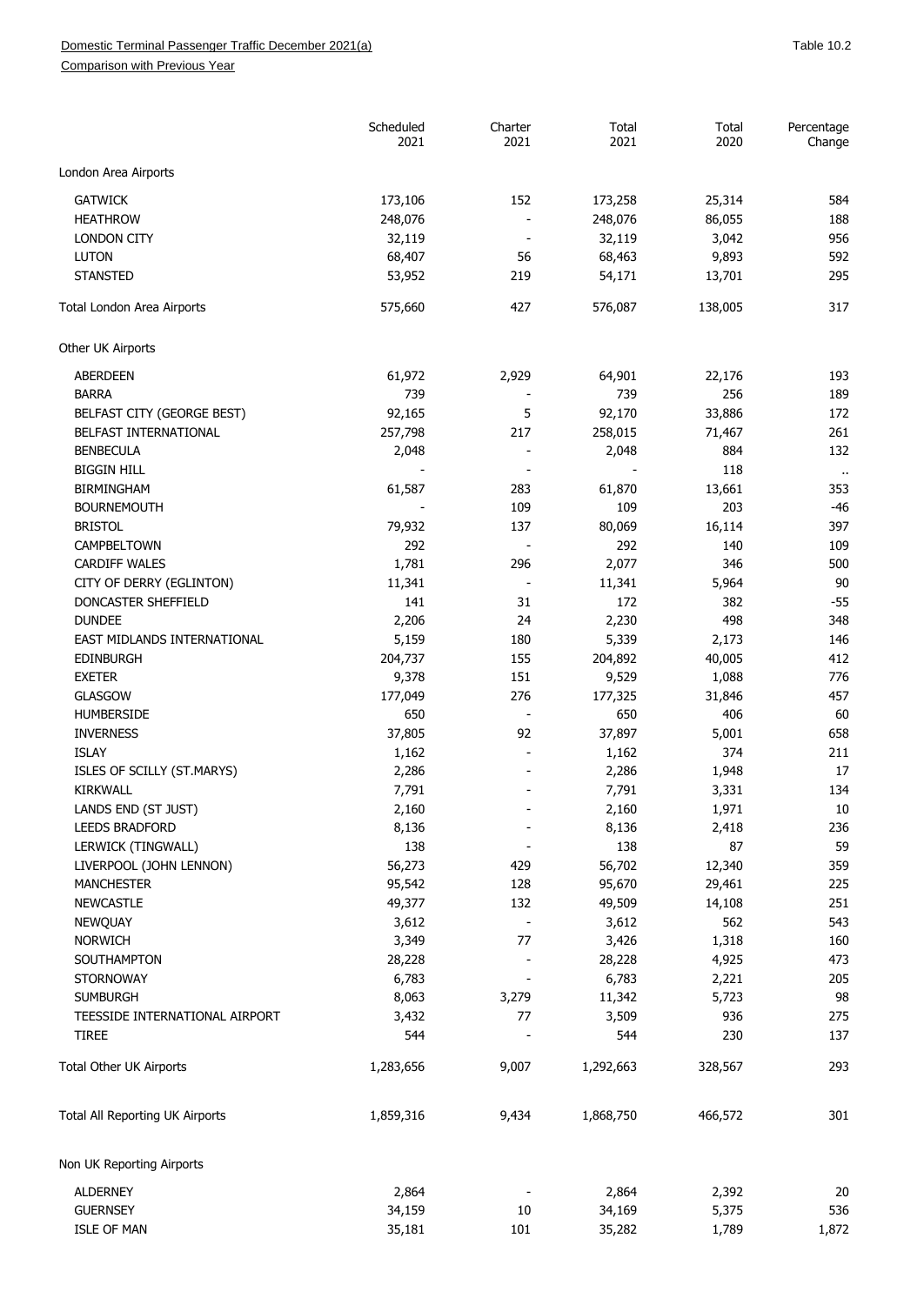Domestic Terminal Passenger Traffic December 2021(a)

Comparison with Previous Year

Table 10.2

| | Scheduled 2021 | Charter 2021 | Total 2021 | Total 2020 | Percentage Change |
|---|---|---|---|---|---|
| London Area Airports | | | | | |
| GATWICK | 173,106 | 152 | 173,258 | 25,314 | 584 |
| HEATHROW | 248,076 | - | 248,076 | 86,055 | 188 |
| LONDON CITY | 32,119 | - | 32,119 | 3,042 | 956 |
| LUTON | 68,407 | 56 | 68,463 | 9,893 | 592 |
| STANSTED | 53,952 | 219 | 54,171 | 13,701 | 295 |
| Total London Area Airports | 575,660 | 427 | 576,087 | 138,005 | 317 |
| Other UK Airports | | | | | |
| ABERDEEN | 61,972 | 2,929 | 64,901 | 22,176 | 193 |
| BARRA | 739 | - | 739 | 256 | 189 |
| BELFAST CITY (GEORGE BEST) | 92,165 | 5 | 92,170 | 33,886 | 172 |
| BELFAST INTERNATIONAL | 257,798 | 217 | 258,015 | 71,467 | 261 |
| BENBECULA | 2,048 | - | 2,048 | 884 | 132 |
| BIGGIN HILL | - | - | - | 118 | .. |
| BIRMINGHAM | 61,587 | 283 | 61,870 | 13,661 | 353 |
| BOURNEMOUTH | - | 109 | 109 | 203 | -46 |
| BRISTOL | 79,932 | 137 | 80,069 | 16,114 | 397 |
| CAMPBELTOWN | 292 | - | 292 | 140 | 109 |
| CARDIFF WALES | 1,781 | 296 | 2,077 | 346 | 500 |
| CITY OF DERRY (EGLINTON) | 11,341 | - | 11,341 | 5,964 | 90 |
| DONCASTER SHEFFIELD | 141 | 31 | 172 | 382 | -55 |
| DUNDEE | 2,206 | 24 | 2,230 | 498 | 348 |
| EAST MIDLANDS INTERNATIONAL | 5,159 | 180 | 5,339 | 2,173 | 146 |
| EDINBURGH | 204,737 | 155 | 204,892 | 40,005 | 412 |
| EXETER | 9,378 | 151 | 9,529 | 1,088 | 776 |
| GLASGOW | 177,049 | 276 | 177,325 | 31,846 | 457 |
| HUMBERSIDE | 650 | - | 650 | 406 | 60 |
| INVERNESS | 37,805 | 92 | 37,897 | 5,001 | 658 |
| ISLAY | 1,162 | - | 1,162 | 374 | 211 |
| ISLES OF SCILLY (ST.MARYS) | 2,286 | - | 2,286 | 1,948 | 17 |
| KIRKWALL | 7,791 | - | 7,791 | 3,331 | 134 |
| LANDS END (ST JUST) | 2,160 | - | 2,160 | 1,971 | 10 |
| LEEDS BRADFORD | 8,136 | - | 8,136 | 2,418 | 236 |
| LERWICK (TINGWALL) | 138 | - | 138 | 87 | 59 |
| LIVERPOOL (JOHN LENNON) | 56,273 | 429 | 56,702 | 12,340 | 359 |
| MANCHESTER | 95,542 | 128 | 95,670 | 29,461 | 225 |
| NEWCASTLE | 49,377 | 132 | 49,509 | 14,108 | 251 |
| NEWQUAY | 3,612 | - | 3,612 | 562 | 543 |
| NORWICH | 3,349 | 77 | 3,426 | 1,318 | 160 |
| SOUTHAMPTON | 28,228 | - | 28,228 | 4,925 | 473 |
| STORNOWAY | 6,783 | - | 6,783 | 2,221 | 205 |
| SUMBURGH | 8,063 | 3,279 | 11,342 | 5,723 | 98 |
| TEESSIDE INTERNATIONAL AIRPORT | 3,432 | 77 | 3,509 | 936 | 275 |
| TIREE | 544 | - | 544 | 230 | 137 |
| Total Other UK Airports | 1,283,656 | 9,007 | 1,292,663 | 328,567 | 293 |
| Total All Reporting UK Airports | 1,859,316 | 9,434 | 1,868,750 | 466,572 | 301 |
| Non UK Reporting Airports | | | | | |
| ALDERNEY | 2,864 | - | 2,864 | 2,392 | 20 |
| GUERNSEY | 34,159 | 10 | 34,169 | 5,375 | 536 |
| ISLE OF MAN | 35,181 | 101 | 35,282 | 1,789 | 1,872 |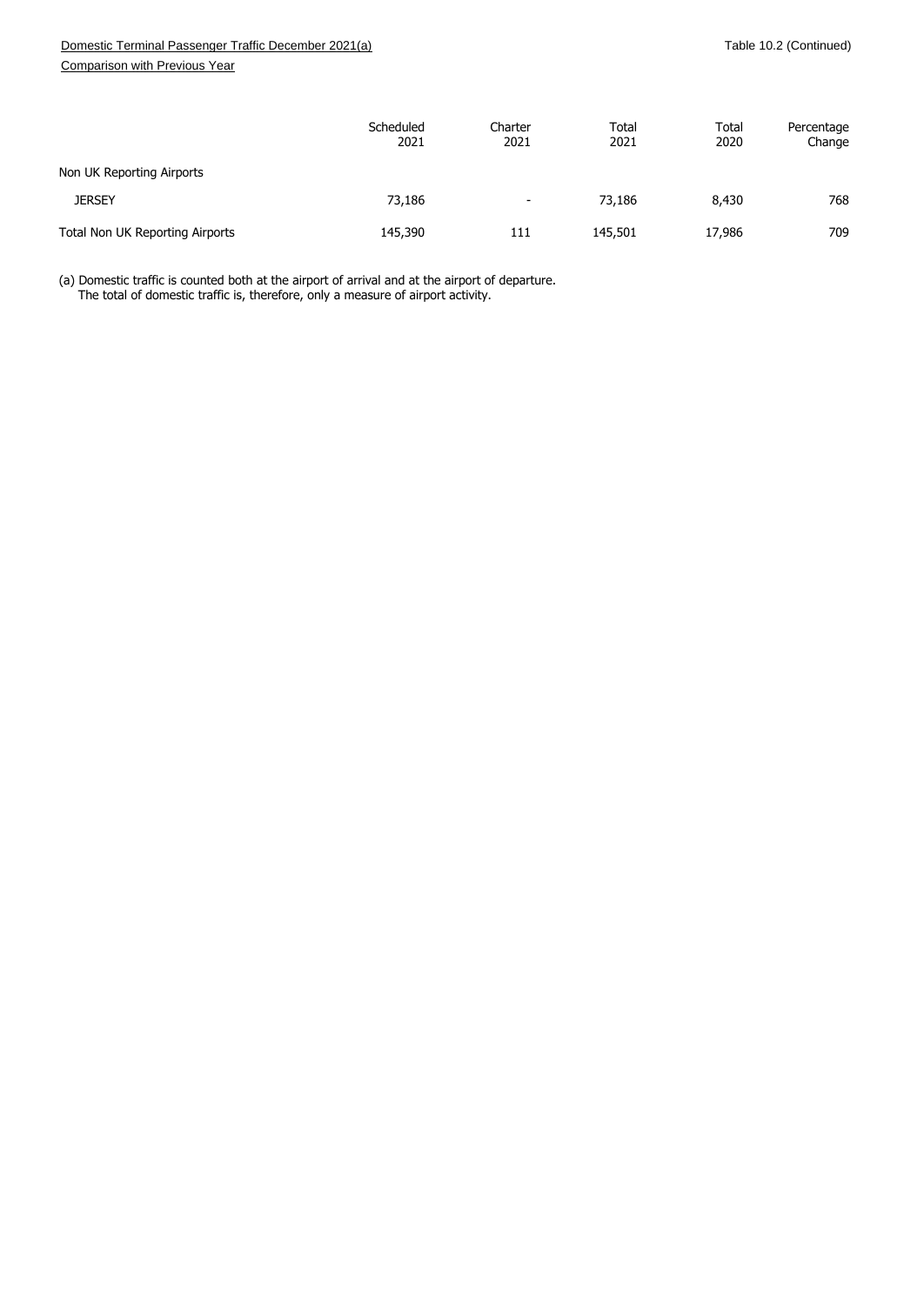Domestic Terminal Passenger Traffic December 2021(a)

Comparison with Previous Year

Table 10.2 (Continued)

| | Scheduled 2021 | Charter 2021 | Total 2021 | Total 2020 | Percentage Change |
|---|---|---|---|---|---|
| Non UK Reporting Airports | | | | | |
| JERSEY | 73,186 | - | 73,186 | 8,430 | 768 |
| Total Non UK Reporting Airports | 145,390 | 111 | 145,501 | 17,986 | 709 |

(a) Domestic traffic is counted both at the airport of arrival and at the airport of departure.
The total of domestic traffic is, therefore, only a measure of airport activity.